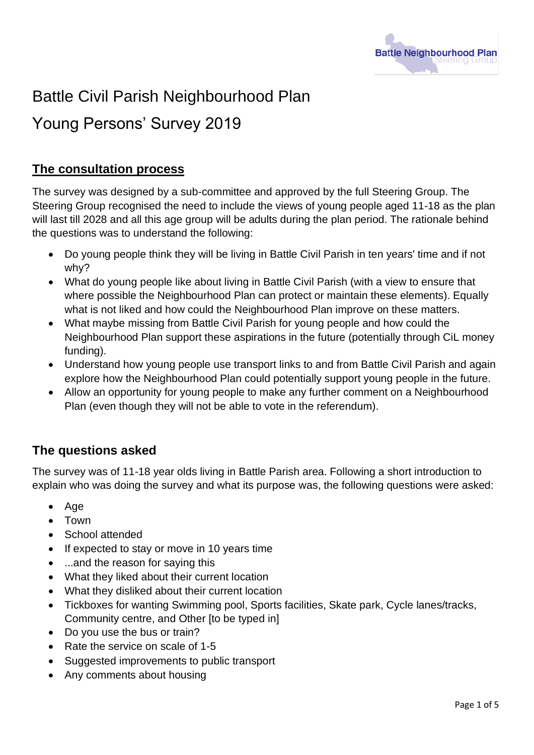# Battle Civil Parish Neighbourhood Plan

# Young Persons' Survey 2019

## The consultation process

The survey was designed by a sub-committee and approved by the full Steering Group. The Steering Group recognised the need to include the views of young people aged 11-18 as the plan will last till 2028 and all this age group will be adults during the plan period. The rationale behind the questions was to understand the following:

- Do young people think they will be living in Battle Civil Parish in ten years' time and if not why?
- What do young people like about living in Battle Civil Parish (with a view to ensure that where possible the Neighbourhood Plan can protect or maintain these elements). Equally what is not liked and how could the Neighbourhood Plan improve on these matters.
- What maybe missing from Battle Civil Parish for young people and how could the Neighbourhood Plan support these aspirations in the future (potentially through CiL money funding).
- Understand how young people use transport links to and from Battle Civil Parish and again explore how the Neighbourhood Plan could potentially support young people in the future.
- Allow an opportunity for young people to make any further comment on a Neighbourhood Plan (even though they will not be able to vote in the referendum).

## The questions asked

The survey was of 11-18 year olds living in Battle Parish area. Following a short introduction to explain who was doing the survey and what its purpose was, the following questions were asked:

- Age
- Town
- School attended
- If expected to stay or move in 10 years time
- ...and the reason for saying this
- What they liked about their current location
- What they disliked about their current location
- Tickboxes for wanting Swimming pool, Sports facilities, Skate park, Cycle lanes/tracks, Community centre, and Other [to be typed in]
- Do you use the bus or train?
- Rate the service on scale of 1-5
- Suggested improvements to public transport
- Any comments about housing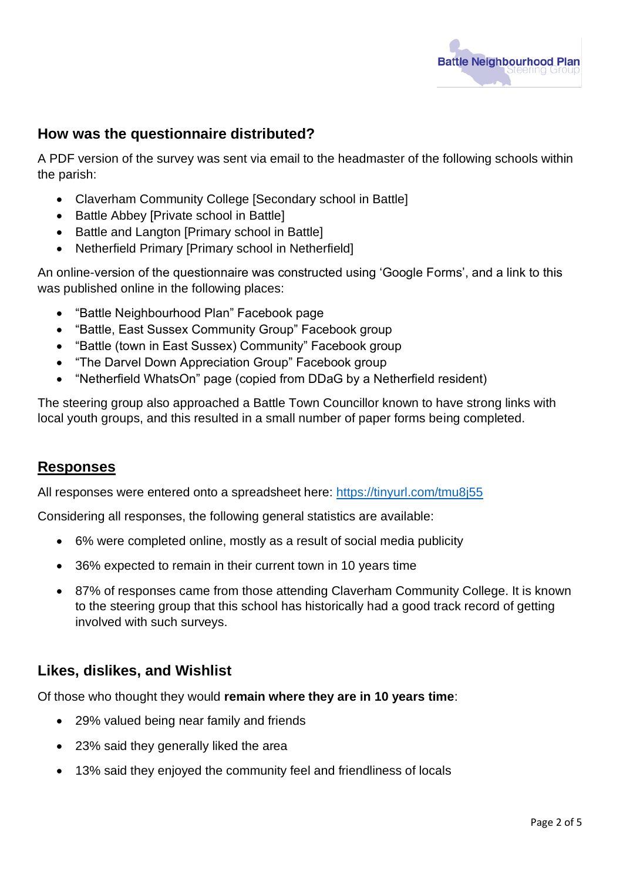## How was the questionnaire distributed?

A PDF version of the survey was sent via email to the headmaster of the following schools within the parish:

- Claverham Community College [Secondary school in Battle]
- Battle Abbey [Private school in Battle]
- Battle and Langton [Primary school in Battle]
- Netherfield Primary [Primary school in Netherfield]

An online-version of the questionnaire was constructed using 'Google Forms', and a link to this was published online in the following places:

- "Battle Neighbourhood Plan" Facebook page
- "Battle, East Sussex Community Group" Facebook group
- "Battle (town in East Sussex) Community" Facebook group
- "The Darvel Down Appreciation Group" Facebook group
- "Netherfield WhatsOn" page (copied from DDaG by a Netherfield resident)

The steering group also approached a Battle Town Councillor known to have strong links with local youth groups, and this resulted in a small number of paper forms being completed.

## Responses

All responses were entered onto a spreadsheet here: https://tinyurl.com/tmu8j55

Considering all responses, the following general statistics are available:

- 6% were completed online, mostly as a result of social media publicity
- 36% expected to remain in their current town in 10 years time
- 87% of responses came from those attending Claverham Community College. It is known to the steering group that this school has historically had a good track record of getting involved with such surveys.

## Likes, dislikes, and Wishlist

Of those who thought they would **remain where they are in 10 years time**:

- 29% valued being near family and friends
- 23% said they generally liked the area
- 13% said they enjoyed the community feel and friendliness of locals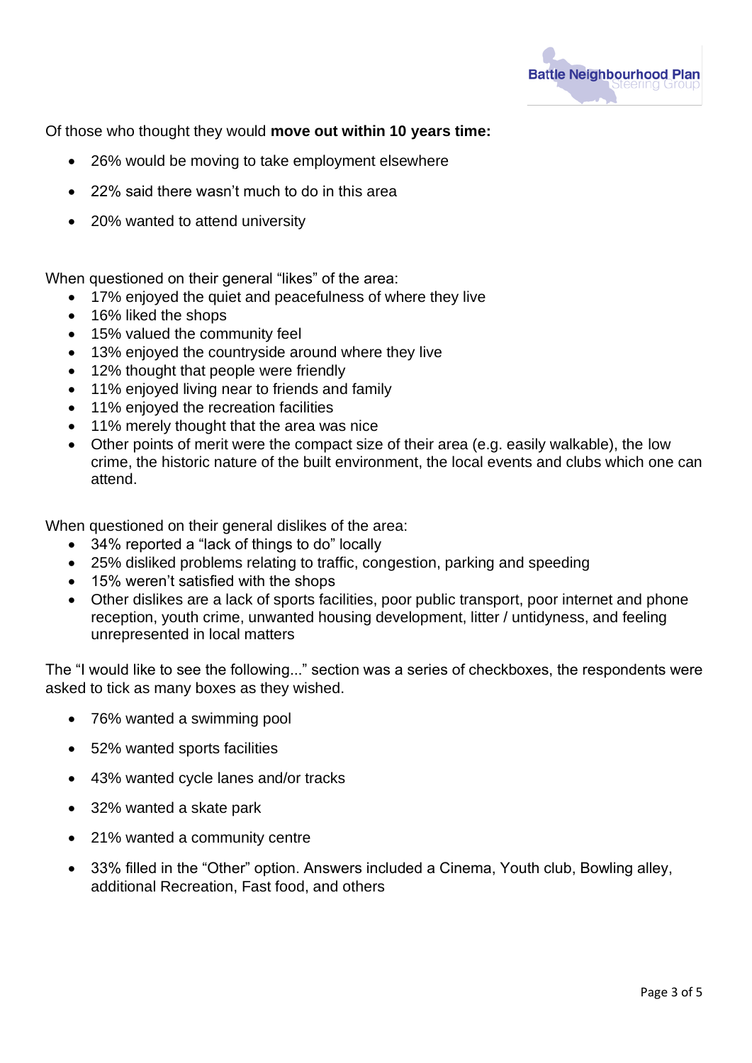Of those who thought they would **move out within 10 years time:**

- 26% would be moving to take employment elsewhere
- 22% said there wasn't much to do in this area
- 20% wanted to attend university

When questioned on their general "likes" of the area:

- 17% enjoyed the quiet and peacefulness of where they live
- 16% liked the shops
- 15% valued the community feel
- 13% enjoyed the countryside around where they live
- 12% thought that people were friendly
- 11% enjoyed living near to friends and family
- 11% enjoyed the recreation facilities
- 11% merely thought that the area was nice
- Other points of merit were the compact size of their area (e.g. easily walkable), the low crime, the historic nature of the built environment, the local events and clubs which one can attend.

When questioned on their general dislikes of the area:

- 34% reported a "lack of things to do" locally
- 25% disliked problems relating to traffic, congestion, parking and speeding
- 15% weren't satisfied with the shops
- Other dislikes are a lack of sports facilities, poor public transport, poor internet and phone reception, youth crime, unwanted housing development, litter / untidyness, and feeling unrepresented in local matters

The "I would like to see the following..." section was a series of checkboxes, the respondents were asked to tick as many boxes as they wished.

- 76% wanted a swimming pool
- 52% wanted sports facilities
- 43% wanted cycle lanes and/or tracks
- 32% wanted a skate park
- 21% wanted a community centre
- 33% filled in the "Other" option. Answers included a Cinema, Youth club, Bowling alley, additional Recreation, Fast food, and others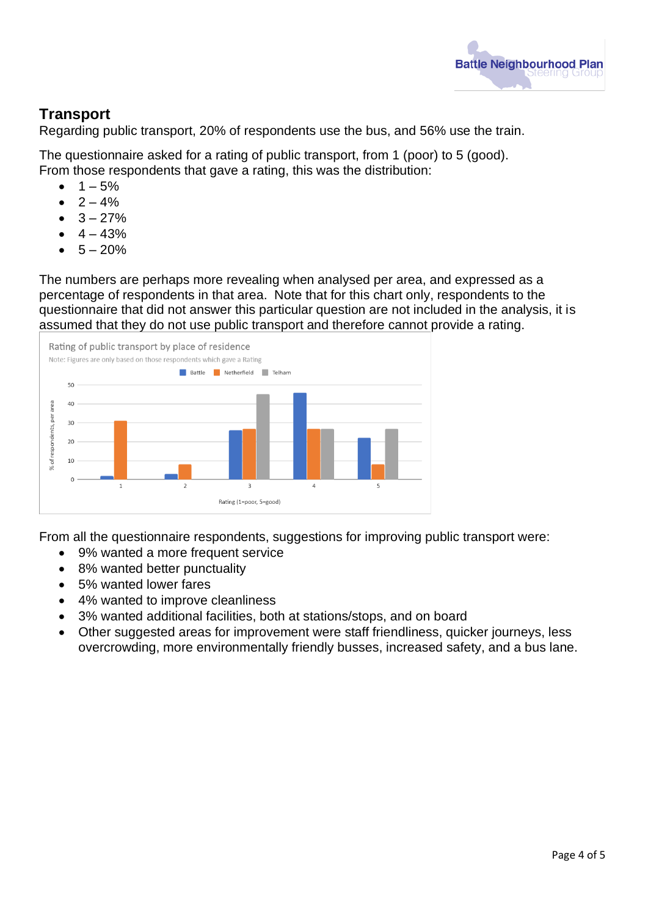## Transport

Regarding public transport, 20% of respondents use the bus, and 56% use the train.

The questionnaire asked for a rating of public transport, from 1 (poor) to 5 (good). From those respondents that gave a rating, this was the distribution:

- 1 – 5%
- 2 – 4%
- 3 – 27%
- 4 – 43%
- 5 – 20%

The numbers are perhaps more revealing when analysed per area, and expressed as a percentage of respondents in that area. Note that for this chart only, respondents to the questionnaire that did not answer this particular question are not included in the analysis, it is assumed that they do not use public transport and therefore cannot provide a rating.

Rating of public transport by place of residence

Note: Figures are only based on those respondents which gave a Rating

From all the questionnaire respondents, suggestions for improving public transport were:

- 9% wanted a more frequent service
- 8% wanted better punctuality
- 5% wanted lower fares
- 4% wanted to improve cleanliness
- 3% wanted additional facilities, both at stations/stops, and on board
- Other suggested areas for improvement were staff friendliness, quicker journeys, less overcrowding, more environmentally friendly busses, increased safety, and a bus lane.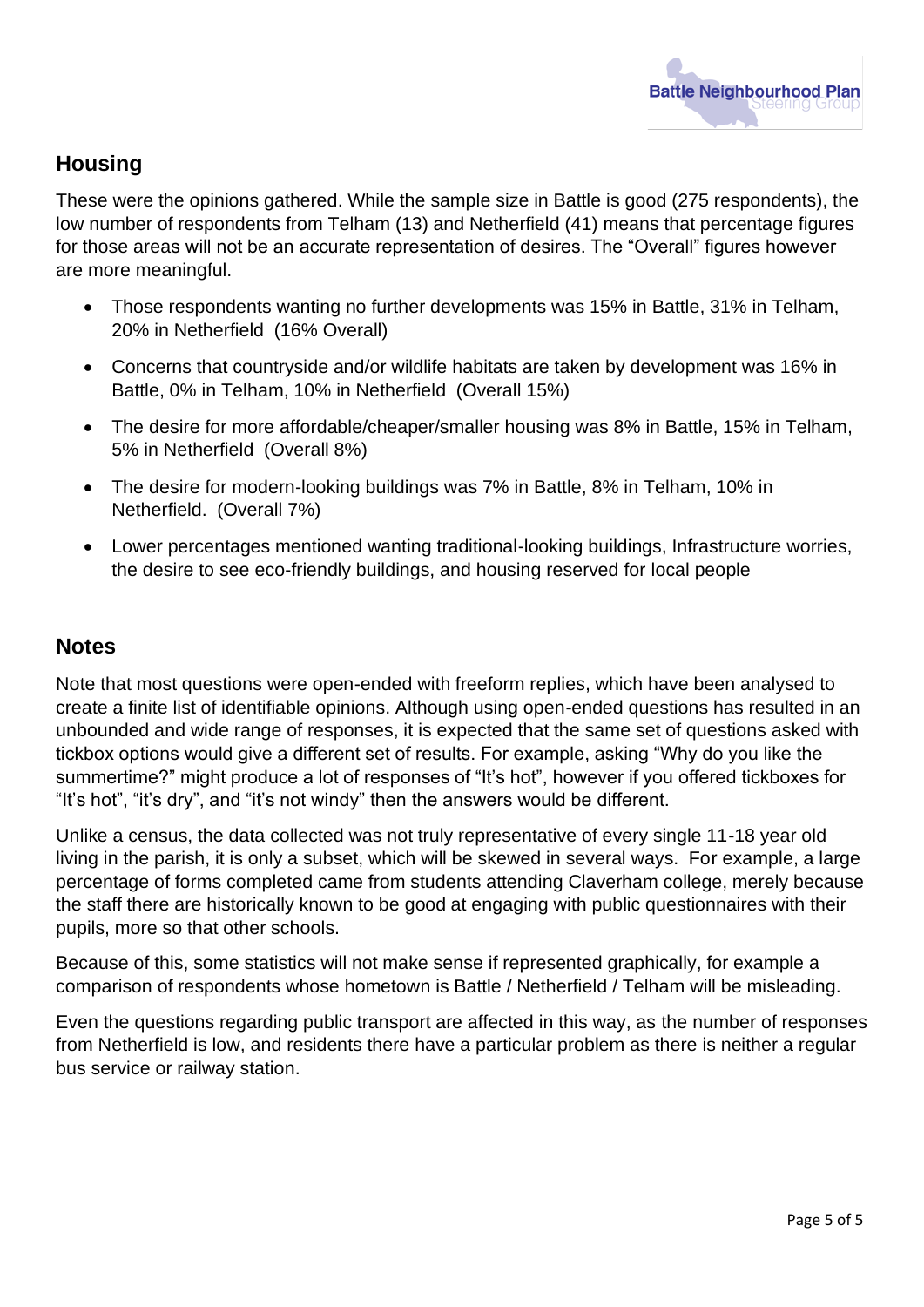## Housing

These were the opinions gathered. While the sample size in Battle is good (275 respondents), the low number of respondents from Telham (13) and Netherfield (41) means that percentage figures for those areas will not be an accurate representation of desires. The "Overall" figures however are more meaningful.

- Those respondents wanting no further developments was 15% in Battle, 31% in Telham, 20% in Netherfield (16% Overall)
- Concerns that countryside and/or wildlife habitats are taken by development was 16% in Battle, 0% in Telham, 10% in Netherfield (Overall 15%)
- The desire for more affordable/cheaper/smaller housing was 8% in Battle, 15% in Telham, 5% in Netherfield (Overall 8%)
- The desire for modern-looking buildings was 7% in Battle, 8% in Telham, 10% in Netherfield. (Overall 7%)
- Lower percentages mentioned wanting traditional-looking buildings, Infrastructure worries, the desire to see eco-friendly buildings, and housing reserved for local people

## Notes

Note that most questions were open-ended with freeform replies, which have been analysed to create a finite list of identifiable opinions. Although using open-ended questions has resulted in an unbounded and wide range of responses, it is expected that the same set of questions asked with tickbox options would give a different set of results. For example, asking "Why do you like the summertime?" might produce a lot of responses of "It's hot", however if you offered tickboxes for "It's hot", "it's dry", and "it's not windy" then the answers would be different.

Unlike a census, the data collected was not truly representative of every single 11-18 year old living in the parish, it is only a subset, which will be skewed in several ways. For example, a large percentage of forms completed came from students attending Claverham college, merely because the staff there are historically known to be good at engaging with public questionnaires with their pupils, more so that other schools.

Because of this, some statistics will not make sense if represented graphically, for example a comparison of respondents whose hometown is Battle / Netherfield / Telham will be misleading.

Even the questions regarding public transport are affected in this way, as the number of responses from Netherfield is low, and residents there have a particular problem as there is neither a regular bus service or railway station.